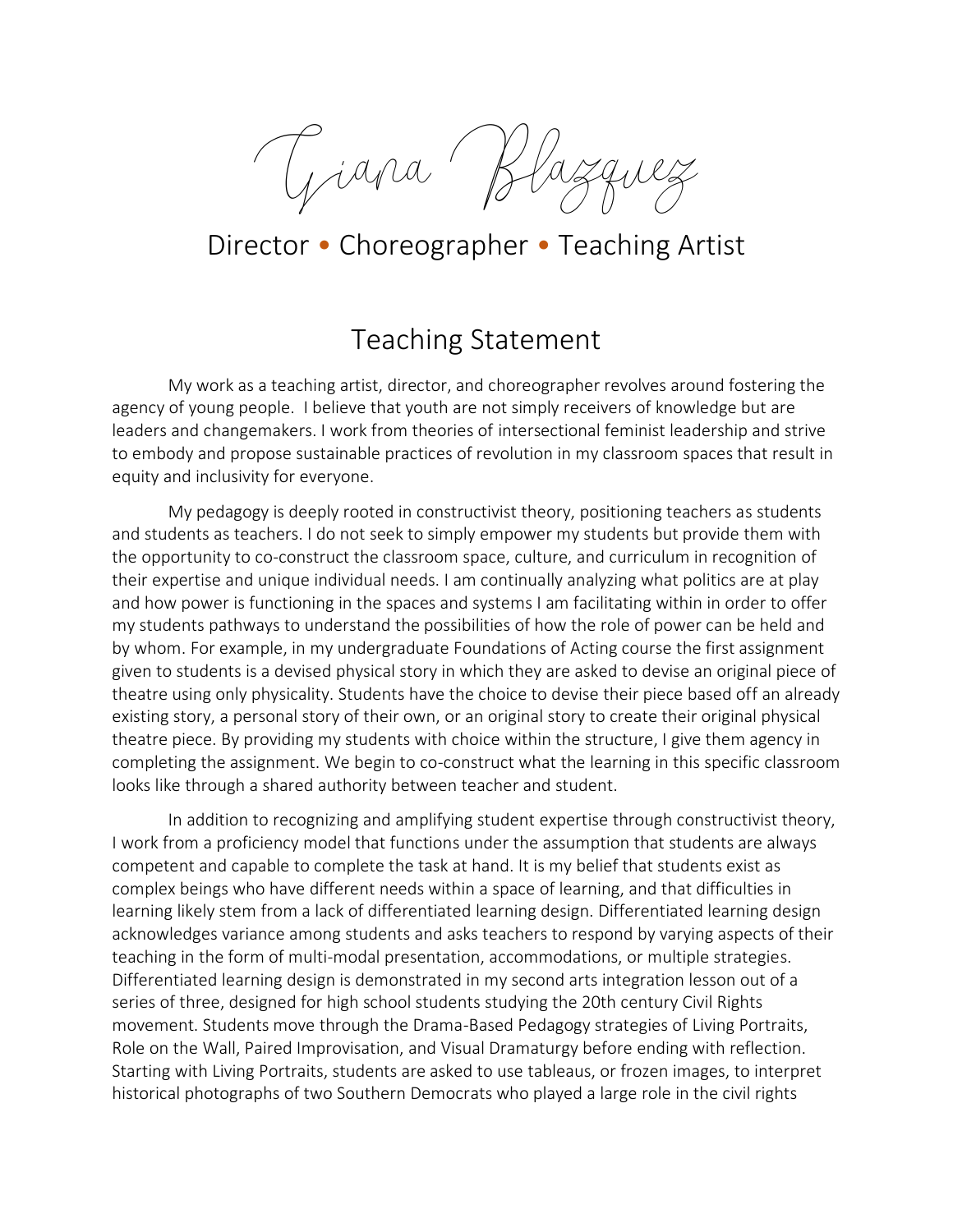# Giana Blazquez

Director • Choreographer • Teaching Artist

## Teaching Statement

My work as a teaching artist, director, and choreographer revolves around fostering the agency of young people. I believe that youth are not simply receivers of knowledge but are leaders and changemakers. I work from theories of intersectional feminist leadership and strive to embody and propose sustainable practices of revolution in my classroom spaces that result in equity and inclusivity for everyone.

My pedagogy is deeply rooted in constructivist theory, positioning teachers as students and students as teachers. I do not seek to simply empower my students but provide them with the opportunity to co-construct the classroom space, culture, and curriculum in recognition of their expertise and unique individual needs. I am continually analyzing what politics are at play and how power is functioning in the spaces and systems I am facilitating within in order to offer my students pathways to understand the possibilities of how the role of power can be held and by whom. For example, in my undergraduate Foundations of Acting course the first assignment given to students is a devised physical story in which they are asked to devise an original piece of theatre using only physicality. Students have the choice to devise their piece based off an already existing story, a personal story of their own, or an original story to create their original physical theatre piece. By providing my students with choice within the structure, I give them agency in completing the assignment. We begin to co-construct what the learning in this specific classroom looks like through a shared authority between teacher and student.

In addition to recognizing and amplifying student expertise through constructivist theory, I work from a proficiency model that functions under the assumption that students are always competent and capable to complete the task at hand. It is my belief that students exist as complex beings who have different needs within a space of learning, and that difficulties in learning likely stem from a lack of differentiated learning design. Differentiated learning design acknowledges variance among students and asks teachers to respond by varying aspects of their teaching in the form of multi-modal presentation, accommodations, or multiple strategies. Differentiated learning design is demonstrated in my second arts integration lesson out of a series of three, designed for high school students studying the 20th century Civil Rights movement. Students move through the Drama-Based Pedagogy strategies of Living Portraits, Role on the Wall, Paired Improvisation, and Visual Dramaturgy before ending with reflection. Starting with Living Portraits, students are asked to use tableaus, or frozen images, to interpret historical photographs of two Southern Democrats who played a large role in the civil rights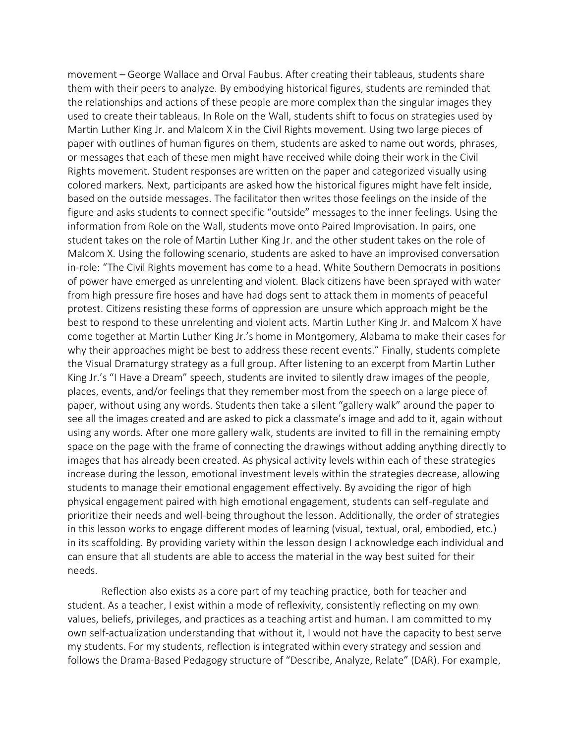movement – George Wallace and Orval Faubus. After creating their tableaus, students share them with their peers to analyze. By embodying historical figures, students are reminded that the relationships and actions of these people are more complex than the singular images they used to create their tableaus. In Role on the Wall, students shift to focus on strategies used by Martin Luther King Jr. and Malcom X in the Civil Rights movement. Using two large pieces of paper with outlines of human figures on them, students are asked to name out words, phrases, or messages that each of these men might have received while doing their work in the Civil Rights movement. Student responses are written on the paper and categorized visually using colored markers. Next, participants are asked how the historical figures might have felt inside, based on the outside messages. The facilitator then writes those feelings on the inside of the figure and asks students to connect specific "outside" messages to the inner feelings. Using the information from Role on the Wall, students move onto Paired Improvisation. In pairs, one student takes on the role of Martin Luther King Jr. and the other student takes on the role of Malcom X. Using the following scenario, students are asked to have an improvised conversation in-role: "The Civil Rights movement has come to a head. White Southern Democrats in positions of power have emerged as unrelenting and violent. Black citizens have been sprayed with water from high pressure fire hoses and have had dogs sent to attack them in moments of peaceful protest. Citizens resisting these forms of oppression are unsure which approach might be the best to respond to these unrelenting and violent acts. Martin Luther King Jr. and Malcom X have come together at Martin Luther King Jr.'s home in Montgomery, Alabama to make their cases for why their approaches might be best to address these recent events." Finally, students complete the Visual Dramaturgy strategy as a full group. After listening to an excerpt from Martin Luther King Jr.'s "I Have a Dream" speech, students are invited to silently draw images of the people, places, events, and/or feelings that they remember most from the speech on a large piece of paper, without using any words. Students then take a silent "gallery walk" around the paper to see all the images created and are asked to pick a classmate's image and add to it, again without using any words. After one more gallery walk, students are invited to fill in the remaining empty space on the page with the frame of connecting the drawings without adding anything directly to images that has already been created. As physical activity levels within each of these strategies increase during the lesson, emotional investment levels within the strategies decrease, allowing students to manage their emotional engagement effectively. By avoiding the rigor of high physical engagement paired with high emotional engagement, students can self-regulate and prioritize their needs and well-being throughout the lesson. Additionally, the order of strategies in this lesson works to engage different modes of learning (visual, textual, oral, embodied, etc.) in its scaffolding. By providing variety within the lesson design I acknowledge each individual and can ensure that all students are able to access the material in the way best suited for their needs.

Reflection also exists as a core part of my teaching practice, both for teacher and student. As a teacher, I exist within a mode of reflexivity, consistently reflecting on my own values, beliefs, privileges, and practices as a teaching artist and human. I am committed to my own self-actualization understanding that without it, I would not have the capacity to best serve my students. For my students, reflection is integrated within every strategy and session and follows the Drama-Based Pedagogy structure of "Describe, Analyze, Relate" (DAR). For example,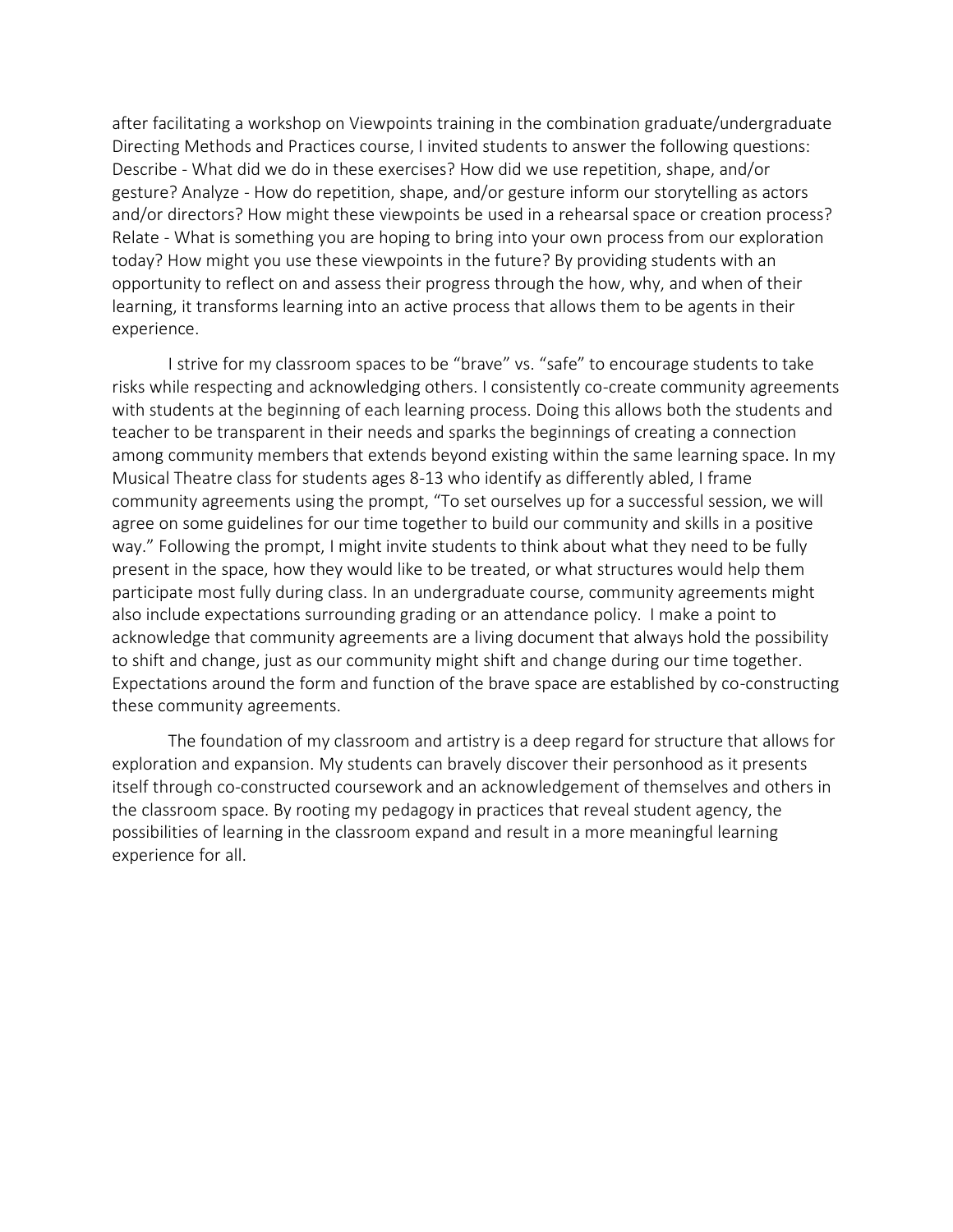after facilitating a workshop on Viewpoints training in the combination graduate/undergraduate Directing Methods and Practices course, I invited students to answer the following questions: Describe - What did we do in these exercises? How did we use repetition, shape, and/or gesture? Analyze - How do repetition, shape, and/or gesture inform our storytelling as actors and/or directors? How might these viewpoints be used in a rehearsal space or creation process? Relate - What is something you are hoping to bring into your own process from our exploration today? How might you use these viewpoints in the future? By providing students with an opportunity to reflect on and assess their progress through the how, why, and when of their learning, it transforms learning into an active process that allows them to be agents in their experience.

I strive for my classroom spaces to be "brave" vs. "safe" to encourage students to take risks while respecting and acknowledging others. I consistently co-create community agreements with students at the beginning of each learning process. Doing this allows both the students and teacher to be transparent in their needs and sparks the beginnings of creating a connection among community members that extends beyond existing within the same learning space. In my Musical Theatre class for students ages 8-13 who identify as differently abled, I frame community agreements using the prompt, "To set ourselves up for a successful session, we will agree on some guidelines for our time together to build our community and skills in a positive way." Following the prompt, I might invite students to think about what they need to be fully present in the space, how they would like to be treated, or what structures would help them participate most fully during class. In an undergraduate course, community agreements might also include expectations surrounding grading or an attendance policy. I make a point to acknowledge that community agreements are a living document that always hold the possibility to shift and change, just as our community might shift and change during our time together. Expectations around the form and function of the brave space are established by co-constructing these community agreements.

The foundation of my classroom and artistry is a deep regard for structure that allows for exploration and expansion. My students can bravely discover their personhood as it presents itself through co-constructed coursework and an acknowledgement of themselves and others in the classroom space. By rooting my pedagogy in practices that reveal student agency, the possibilities of learning in the classroom expand and result in a more meaningful learning experience for all.